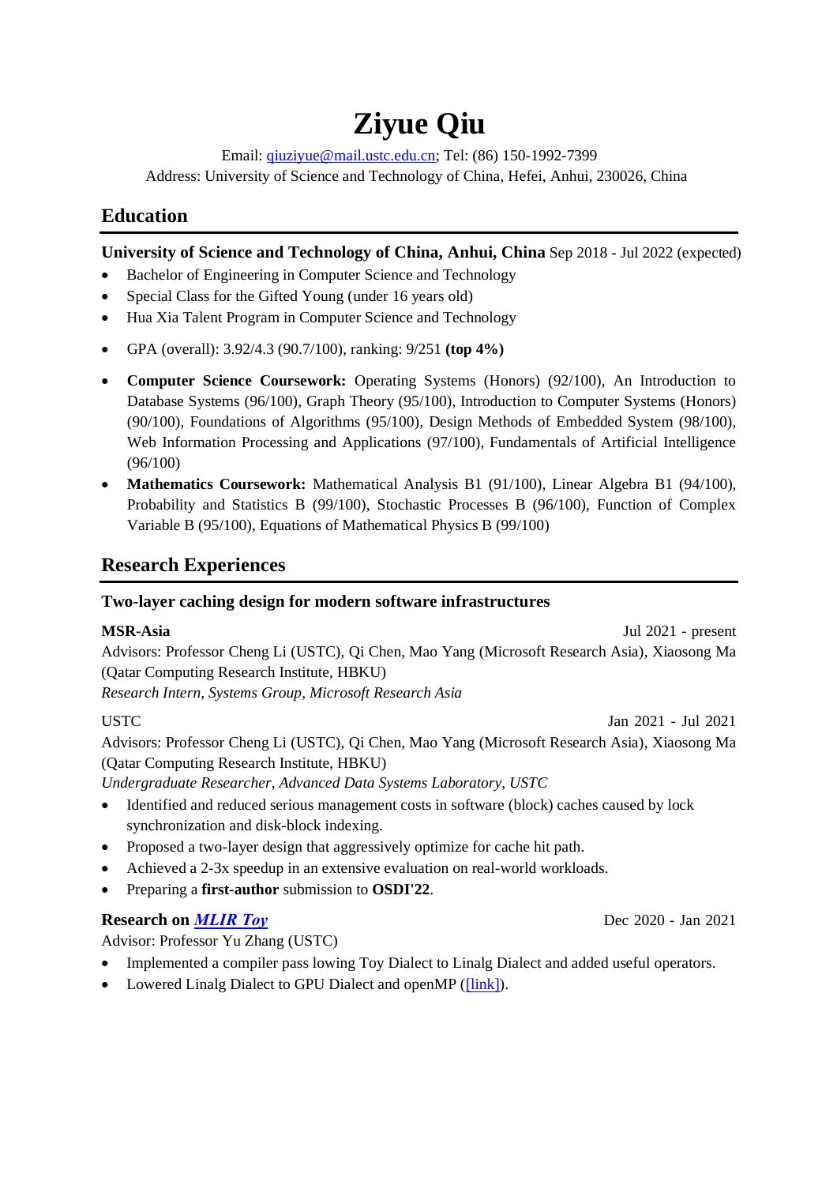# Ziyue Qiu

Email: [qiuziyue@mail.ustc.edu.cn](mailto:qiuziyue@mail.ustc.edu.cn); Tel: (86) 150-1992-7399

Address: University of Science and Technology of China, Hefei, Anhui, 230026, China

## Education

**University of Science and Technology of China, Anhui, China** Sep 2018 - Jul 2022 (expected)

- Bachelor of Engineering in Computer Science and Technology
- Special Class for the Gifted Young (under 16 years old)
- Hua Xia Talent Program in Computer Science and Technology

- GPA (overall): 3.92/4.3 (90.7/100), ranking: 9/251 **(top 4%)**

- **Computer Science Coursework:** Operating Systems (Honors) (92/100), An Introduction to Database Systems (96/100), Graph Theory (95/100), Introduction to Computer Systems (Honors) (90/100), Foundations of Algorithms (95/100), Design Methods of Embedded System (98/100), Web Information Processing and Applications (97/100), Fundamentals of Artificial Intelligence (96/100)
- **Mathematics Coursework:** Mathematical Analysis B1 (91/100), Linear Algebra B1 (94/100), Probability and Statistics B (99/100), Stochastic Processes B (96/100), Function of Complex Variable B (95/100), Equations of Mathematical Physics B (99/100)

## Research Experiences

### Two-layer caching design for modern software infrastructures

**MSR-Asia** Jul 2021 - present

Advisors: Professor Cheng Li (USTC), Qi Chen, Mao Yang (Microsoft Research Asia), Xiaosong Ma (Qatar Computing Research Institute, HBKU)

*Research Intern, Systems Group, Microsoft Research Asia*

USTC Jan 2021 - Jul 2021

Advisors: Professor Cheng Li (USTC), Qi Chen, Mao Yang (Microsoft Research Asia), Xiaosong Ma (Qatar Computing Research Institute, HBKU)

*Undergraduate Researcher, Advanced Data Systems Laboratory, USTC*

- Identified and reduced serious management costs in software (block) caches caused by lock synchronization and disk-block indexing.
- Proposed a two-layer design that aggressively optimize for cache hit path.
- Achieved a 2-3x speedup in an extensive evaluation on real-world workloads.
- Preparing a **first-author** submission to **OSDI'22**.

### Research on *MLIR Toy* Dec 2020 - Jan 2021

Advisor: Professor Yu Zhang (USTC)

- Implemented a compiler pass lowing Toy Dialect to Linalg Dialect and added useful operators.
- Lowered Linalg Dialect to GPU Dialect and openMP ([link]).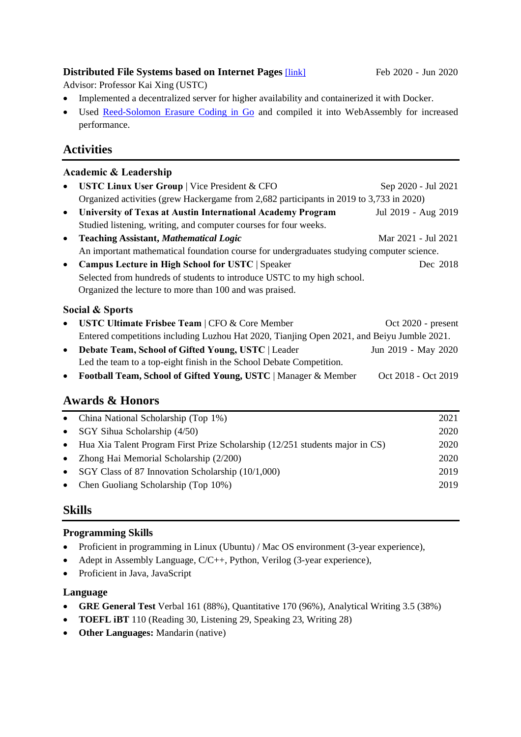**Distributed File Systems based on Internet Pages** [link] Feb 2020 - Jun 2020

Advisor: Professor Kai Xing (USTC)

- Implemented a decentralized server for higher availability and containerized it with Docker.
- Used [Reed-Solomon Erasure Coding in Go]() and compiled it into WebAssembly for increased performance.

## Activities

### Academic & Leadership

- **USTC Linux User Group** | Vice President & CFO Sep 2020 - Jul 2021
  Organized activities (grew Hackergame from 2,682 participants in 2019 to 3,733 in 2020)
- **University of Texas at Austin International Academy Program** Jul 2019 - Aug 2019
  Studied listening, writing, and computer courses for four weeks.
- **Teaching Assistant, *Mathematical Logic*** Mar 2021 - Jul 2021
  An important mathematical foundation course for undergraduates studying computer science.
- **Campus Lecture in High School for USTC** | Speaker Dec 2018
  Selected from hundreds of students to introduce USTC to my high school.
  Organized the lecture to more than 100 and was praised.

### Social & Sports

- **USTC Ultimate Frisbee Team** | CFO & Core Member Oct 2020 - present
  Entered competitions including Luzhou Hat 2020, Tianjing Open 2021, and Beiyu Jumble 2021.
- **Debate Team, School of Gifted Young, USTC** | Leader Jun 2019 - May 2020
  Led the team to a top-eight finish in the School Debate Competition.
- **Football Team, School of Gifted Young, USTC** | Manager & Member Oct 2018 - Oct 2019

## Awards & Honors

- China National Scholarship (Top 1%) 2021
- SGY Sihua Scholarship (4/50) 2020
- Hua Xia Talent Program First Prize Scholarship (12/251 students major in CS) 2020
- Zhong Hai Memorial Scholarship (2/200) 2020
- SGY Class of 87 Innovation Scholarship (10/1,000) 2019
- Chen Guoliang Scholarship (Top 10%) 2019

## Skills

### Programming Skills

- Proficient in programming in Linux (Ubuntu) / Mac OS environment (3-year experience),
- Adept in Assembly Language, C/C++, Python, Verilog (3-year experience),
- Proficient in Java, JavaScript

### Language

- **GRE General Test** Verbal 161 (88%), Quantitative 170 (96%), Analytical Writing 3.5 (38%)
- **TOEFL iBT** 110 (Reading 30, Listening 29, Speaking 23, Writing 28)
- **Other Languages:** Mandarin (native)